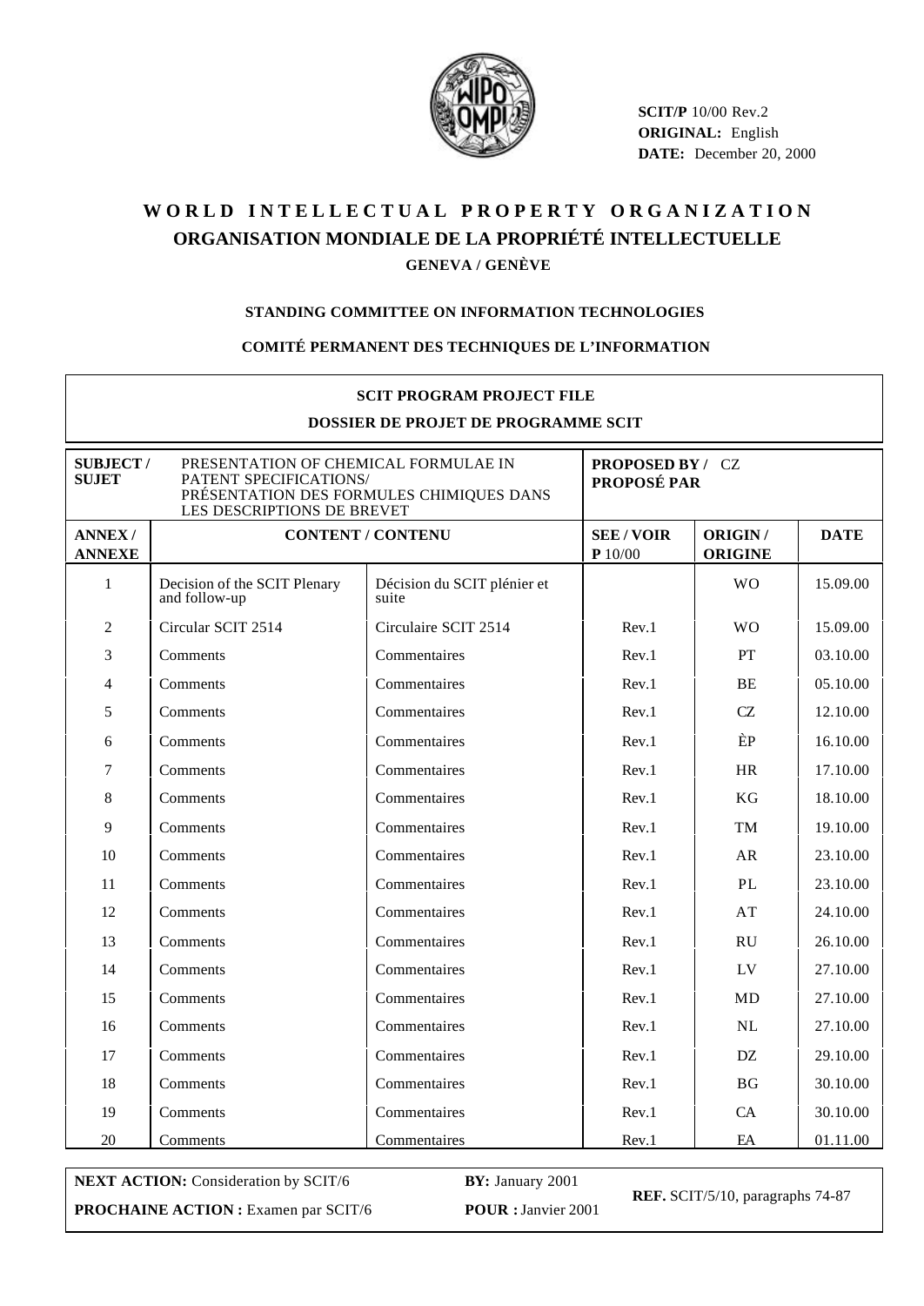**SCIT/P** 10/00 Rev.2
**ORIGINAL:** English
**DATE:** December 20, 2000

# WORLD INTELLECTUAL PROPERTY ORGANIZATION
# ORGANISATION MONDIALE DE LA PROPRIÉTÉ INTELLECTUELLE
### GENEVA / GENÈVE

#### STANDING COMMITTEE ON INFORMATION TECHNOLOGIES

#### COMITÉ PERMANENT DES TECHNIQUES DE L'INFORMATION

**SCIT PROGRAM PROJECT FILE**

**DOSSIER DE PROJET DE PROGRAMME SCIT**

| **SUBJECT / SUJET** | PRESENTATION OF CHEMICAL FORMULAE IN PATENT SPECIFICATIONS/ PRÉSENTATION DES FORMULES CHIMIQUES DANS LES DESCRIPTIONS DE BREVET | | **PROPOSED BY / PROPOSÉ PAR** CZ | | |
|---|---|---|---|---|---|
| **ANNEX / ANNEXE** | **CONTENT / CONTENU** | | **SEE / VOIR P** 10/00 | **ORIGIN / ORIGINE** | **DATE** |
| 1 | Decision of the SCIT Plenary and follow-up | Décision du SCIT plénier et suite | | WO | 15.09.00 |
| 2 | Circular SCIT 2514 | Circulaire SCIT 2514 | Rev.1 | WO | 15.09.00 |
| 3 | Comments | Commentaires | Rev.1 | PT | 03.10.00 |
| 4 | Comments | Commentaires | Rev.1 | BE | 05.10.00 |
| 5 | Comments | Commentaires | Rev.1 | CZ | 12.10.00 |
| 6 | Comments | Commentaires | Rev.1 | ÈP | 16.10.00 |
| 7 | Comments | Commentaires | Rev.1 | HR | 17.10.00 |
| 8 | Comments | Commentaires | Rev.1 | KG | 18.10.00 |
| 9 | Comments | Commentaires | Rev.1 | TM | 19.10.00 |
| 10 | Comments | Commentaires | Rev.1 | AR | 23.10.00 |
| 11 | Comments | Commentaires | Rev.1 | PL | 23.10.00 |
| 12 | Comments | Commentaires | Rev.1 | AT | 24.10.00 |
| 13 | Comments | Commentaires | Rev.1 | RU | 26.10.00 |
| 14 | Comments | Commentaires | Rev.1 | LV | 27.10.00 |
| 15 | Comments | Commentaires | Rev.1 | MD | 27.10.00 |
| 16 | Comments | Commentaires | Rev.1 | NL | 27.10.00 |
| 17 | Comments | Commentaires | Rev.1 | DZ | 29.10.00 |
| 18 | Comments | Commentaires | Rev.1 | BG | 30.10.00 |
| 19 | Comments | Commentaires | Rev.1 | CA | 30.10.00 |
| 20 | Comments | Commentaires | Rev.1 | EA | 01.11.00 |

| **NEXT ACTION:** Consideration by SCIT/6 | **BY:** January 2001 | **REF.** SCIT/5/10, paragraphs 74-87 |
|---|---|---|
| **PROCHAINE ACTION :** Examen par SCIT/6 | **POUR :** Janvier 2001 | |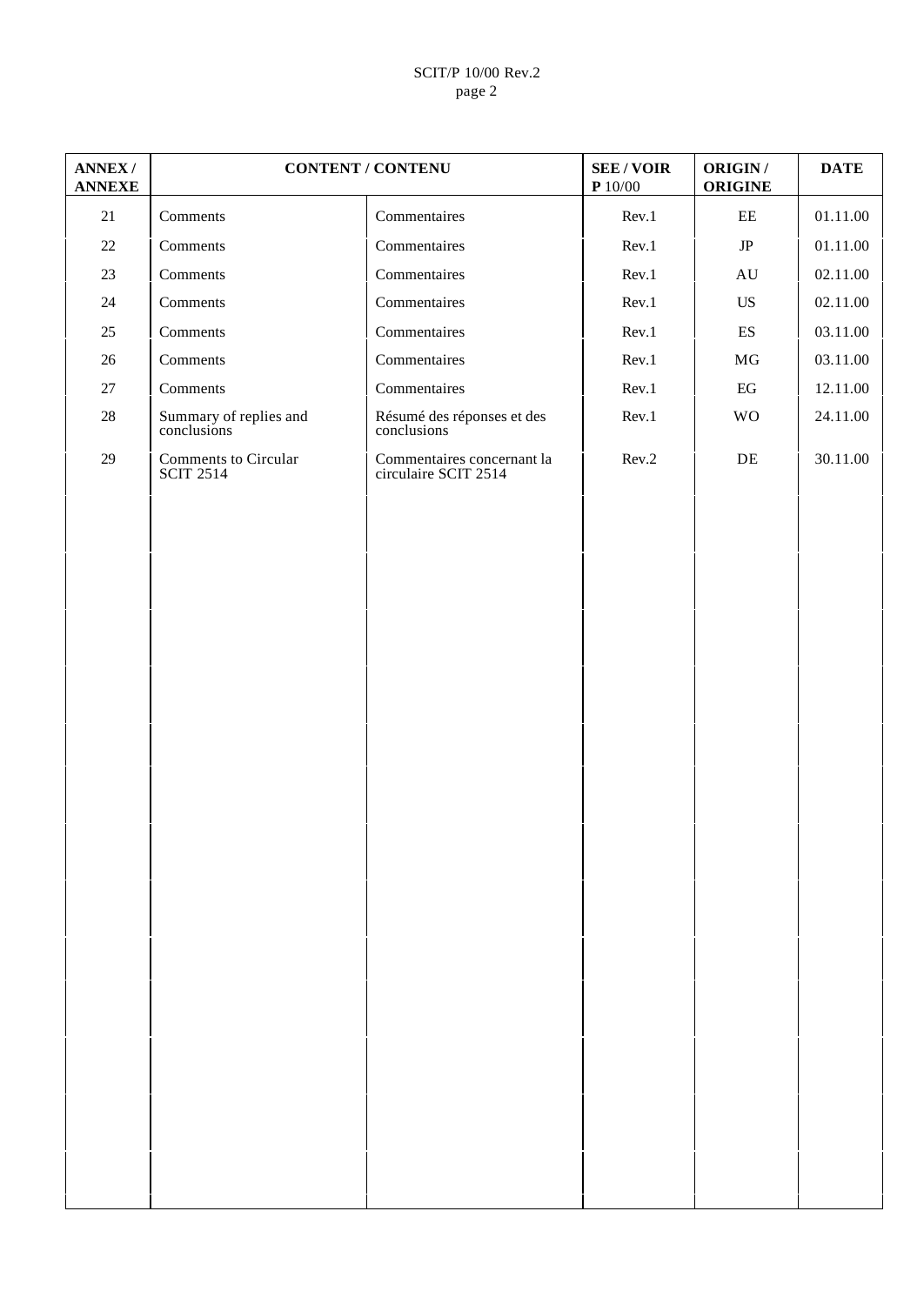| ANNEX / ANNEXE | CONTENT / CONTENU | | SEE / VOIR **P** 10/00 | ORIGIN / ORIGINE | DATE |
|---|---|---|---|---|---|
| 21 | Comments | Commentaires | Rev.1 | EE | 01.11.00 |
| 22 | Comments | Commentaires | Rev.1 | JP | 01.11.00 |
| 23 | Comments | Commentaires | Rev.1 | AU | 02.11.00 |
| 24 | Comments | Commentaires | Rev.1 | US | 02.11.00 |
| 25 | Comments | Commentaires | Rev.1 | ES | 03.11.00 |
| 26 | Comments | Commentaires | Rev.1 | MG | 03.11.00 |
| 27 | Comments | Commentaires | Rev.1 | EG | 12.11.00 |
| 28 | Summary of replies and conclusions | Résumé des réponses et des conclusions | Rev.1 | WO | 24.11.00 |
| 29 | Comments to Circular SCIT 2514 | Commentaires concernant la circulaire SCIT 2514 | Rev.2 | DE | 30.11.00 |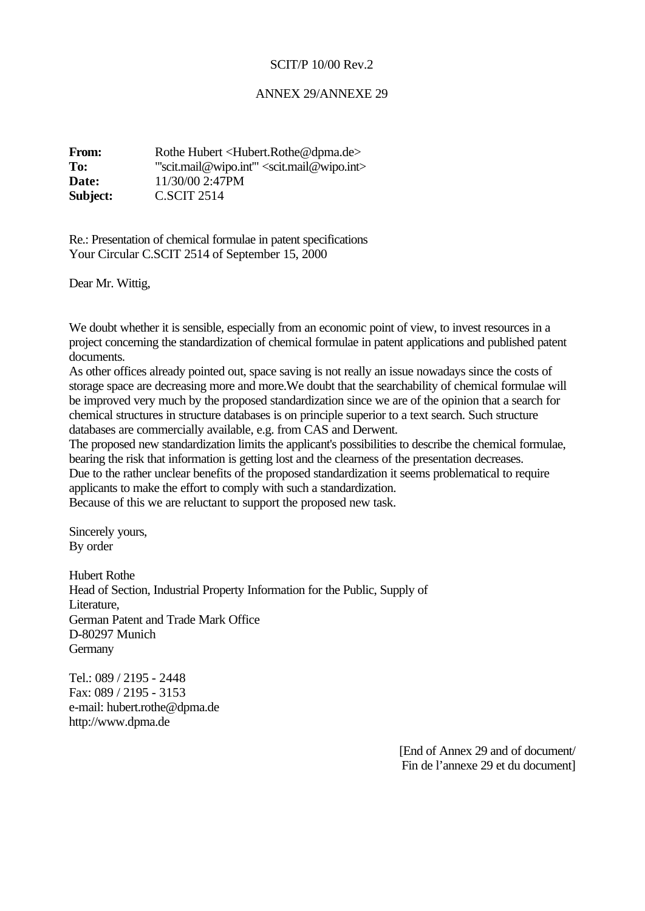SCIT/P 10/00 Rev.2

ANNEX 29/ANNEXE 29

**From:** Rothe Hubert <Hubert.Rothe@dpma.de>
**To:** "'scit.mail@wipo.int'" <scit.mail@wipo.int>
**Date:** 11/30/00 2:47PM
**Subject:** C.SCIT 2514

Re.: Presentation of chemical formulae in patent specifications
Your Circular C.SCIT 2514 of September 15, 2000

Dear Mr. Wittig,

We doubt whether it is sensible, especially from an economic point of view, to invest resources in a project concerning the standardization of chemical formulae in patent applications and published patent documents.
As other offices already pointed out, space saving is not really an issue nowadays since the costs of storage space are decreasing more and more.We doubt that the searchability of chemical formulae will be improved very much by the proposed standardization since we are of the opinion that a search for chemical structures in structure databases is on principle superior to a text search. Such structure databases are commercially available, e.g. from CAS and Derwent.
The proposed new standardization limits the applicant's possibilities to describe the chemical formulae, bearing the risk that information is getting lost and the clearness of the presentation decreases.
Due to the rather unclear benefits of the proposed standardization it seems problematical to require applicants to make the effort to comply with such a standardization.
Because of this we are reluctant to support the proposed new task.

Sincerely yours,
By order

Hubert Rothe
Head of Section, Industrial Property Information for the Public, Supply of Literature,
German Patent and Trade Mark Office
D-80297 Munich
Germany

Tel.: 089 / 2195 - 2448
Fax: 089 / 2195 - 3153
e-mail: hubert.rothe@dpma.de
http://www.dpma.de

[End of Annex 29 and of document/
Fin de l'annexe 29 et du document]